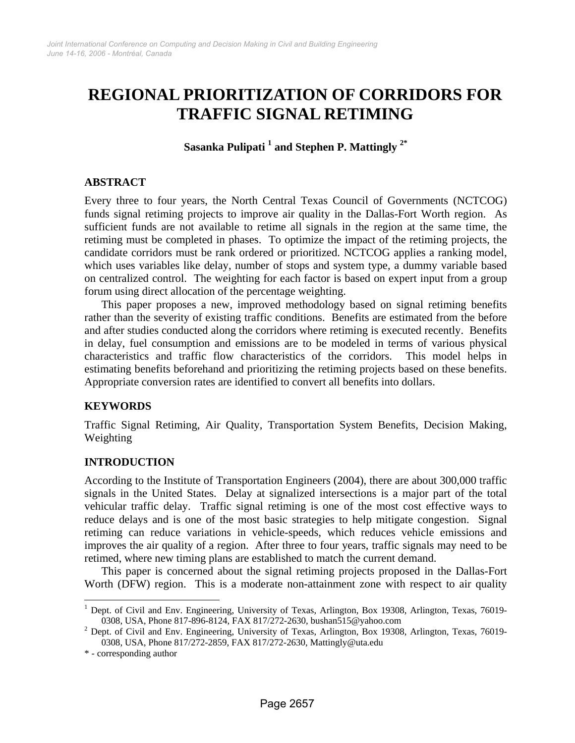# REGIONAL PRIORITIZATION OF CORRIDORS FOR TRAFFIC SIGNAL RETIMING

**Sasanka Pulipati [1] and Stephen P. Mattingly [2*]**

## ABSTRACT

Every three to four years, the North Central Texas Council of Governments (NCTCOG) funds signal retiming projects to improve air quality in the Dallas-Fort Worth region. As sufficient funds are not available to retime all signals in the region at the same time, the retiming must be completed in phases. To optimize the impact of the retiming projects, the candidate corridors must be rank ordered or prioritized. NCTCOG applies a ranking model, which uses variables like delay, number of stops and system type, a dummy variable based on centralized control. The weighting for each factor is based on expert input from a group forum using direct allocation of the percentage weighting.

This paper proposes a new, improved methodology based on signal retiming benefits rather than the severity of existing traffic conditions. Benefits are estimated from the before and after studies conducted along the corridors where retiming is executed recently. Benefits in delay, fuel consumption and emissions are to be modeled in terms of various physical characteristics and traffic flow characteristics of the corridors. This model helps in estimating benefits beforehand and prioritizing the retiming projects based on these benefits. Appropriate conversion rates are identified to convert all benefits into dollars.

## KEYWORDS

Traffic Signal Retiming, Air Quality, Transportation System Benefits, Decision Making, Weighting

## INTRODUCTION

According to the Institute of Transportation Engineers (2004), there are about 300,000 traffic signals in the United States. Delay at signalized intersections is a major part of the total vehicular traffic delay. Traffic signal retiming is one of the most cost effective ways to reduce delays and is one of the most basic strategies to help mitigate congestion. Signal retiming can reduce variations in vehicle-speeds, which reduces vehicle emissions and improves the air quality of a region. After three to four years, traffic signals may need to be retimed, where new timing plans are established to match the current demand.

This paper is concerned about the signal retiming projects proposed in the Dallas-Fort Worth (DFW) region. This is a moderate non-attainment zone with respect to air quality

---

[1] Dept. of Civil and Env. Engineering, University of Texas, Arlington, Box 19308, Arlington, Texas, 76019-0308, USA, Phone 817-896-8124, FAX 817/272-2630, bushan515@yahoo.com

[2] Dept. of Civil and Env. Engineering, University of Texas, Arlington, Box 19308, Arlington, Texas, 76019-0308, USA, Phone 817/272-2859, FAX 817/272-2630, Mattingly@uta.edu

\* - corresponding author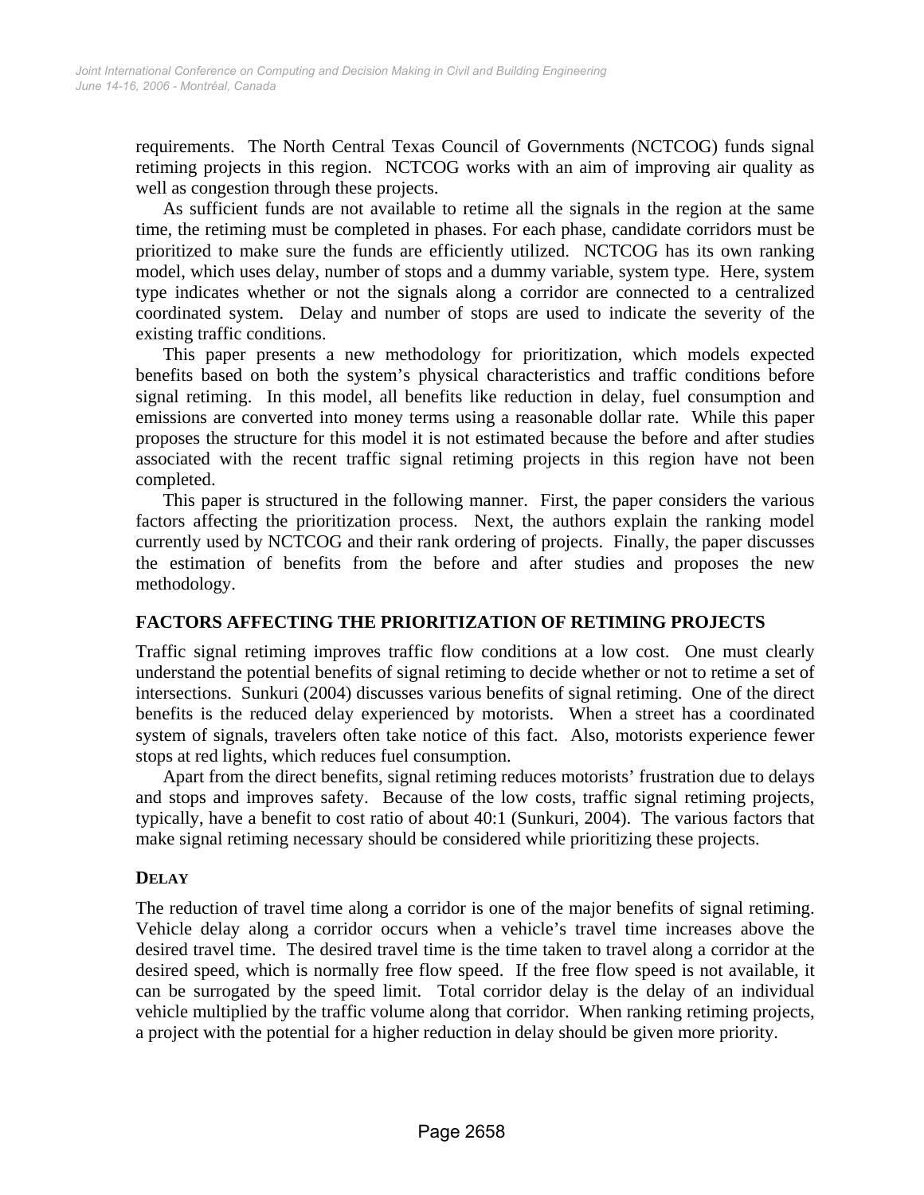requirements. The North Central Texas Council of Governments (NCTCOG) funds signal retiming projects in this region. NCTCOG works with an aim of improving air quality as well as congestion through these projects.

As sufficient funds are not available to retime all the signals in the region at the same time, the retiming must be completed in phases. For each phase, candidate corridors must be prioritized to make sure the funds are efficiently utilized. NCTCOG has its own ranking model, which uses delay, number of stops and a dummy variable, system type. Here, system type indicates whether or not the signals along a corridor are connected to a centralized coordinated system. Delay and number of stops are used to indicate the severity of the existing traffic conditions.

This paper presents a new methodology for prioritization, which models expected benefits based on both the system's physical characteristics and traffic conditions before signal retiming. In this model, all benefits like reduction in delay, fuel consumption and emissions are converted into money terms using a reasonable dollar rate. While this paper proposes the structure for this model it is not estimated because the before and after studies associated with the recent traffic signal retiming projects in this region have not been completed.

This paper is structured in the following manner. First, the paper considers the various factors affecting the prioritization process. Next, the authors explain the ranking model currently used by NCTCOG and their rank ordering of projects. Finally, the paper discusses the estimation of benefits from the before and after studies and proposes the new methodology.

## FACTORS AFFECTING THE PRIORITIZATION OF RETIMING PROJECTS

Traffic signal retiming improves traffic flow conditions at a low cost. One must clearly understand the potential benefits of signal retiming to decide whether or not to retime a set of intersections. Sunkuri (2004) discusses various benefits of signal retiming. One of the direct benefits is the reduced delay experienced by motorists. When a street has a coordinated system of signals, travelers often take notice of this fact. Also, motorists experience fewer stops at red lights, which reduces fuel consumption.

Apart from the direct benefits, signal retiming reduces motorists' frustration due to delays and stops and improves safety. Because of the low costs, traffic signal retiming projects, typically, have a benefit to cost ratio of about 40:1 (Sunkuri, 2004). The various factors that make signal retiming necessary should be considered while prioritizing these projects.

### DELAY

The reduction of travel time along a corridor is one of the major benefits of signal retiming. Vehicle delay along a corridor occurs when a vehicle's travel time increases above the desired travel time. The desired travel time is the time taken to travel along a corridor at the desired speed, which is normally free flow speed. If the free flow speed is not available, it can be surrogated by the speed limit. Total corridor delay is the delay of an individual vehicle multiplied by the traffic volume along that corridor. When ranking retiming projects, a project with the potential for a higher reduction in delay should be given more priority.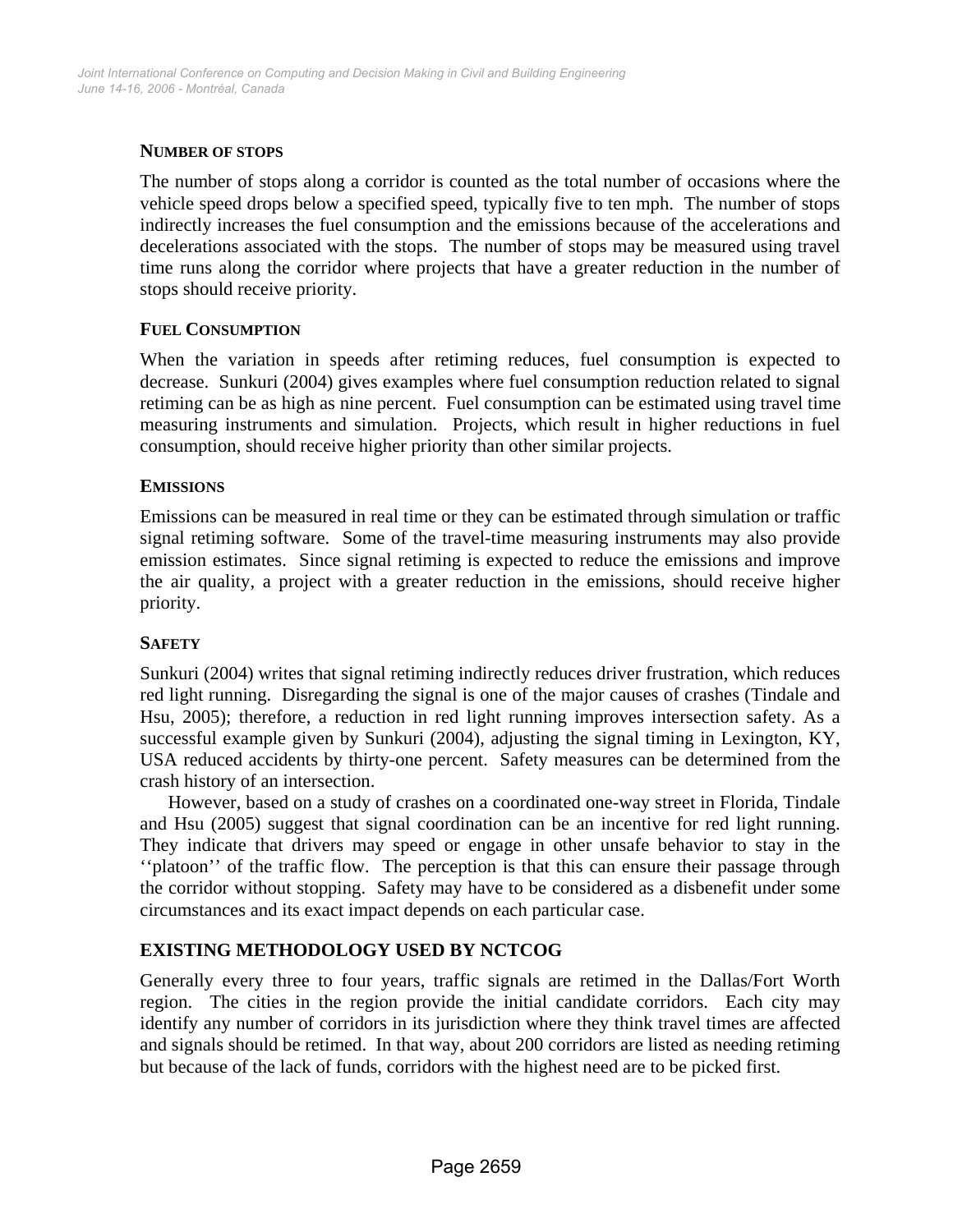### NUMBER OF STOPS

The number of stops along a corridor is counted as the total number of occasions where the vehicle speed drops below a specified speed, typically five to ten mph. The number of stops indirectly increases the fuel consumption and the emissions because of the accelerations and decelerations associated with the stops. The number of stops may be measured using travel time runs along the corridor where projects that have a greater reduction in the number of stops should receive priority.

### FUEL CONSUMPTION

When the variation in speeds after retiming reduces, fuel consumption is expected to decrease. Sunkuri (2004) gives examples where fuel consumption reduction related to signal retiming can be as high as nine percent. Fuel consumption can be estimated using travel time measuring instruments and simulation. Projects, which result in higher reductions in fuel consumption, should receive higher priority than other similar projects.

### EMISSIONS

Emissions can be measured in real time or they can be estimated through simulation or traffic signal retiming software. Some of the travel-time measuring instruments may also provide emission estimates. Since signal retiming is expected to reduce the emissions and improve the air quality, a project with a greater reduction in the emissions, should receive higher priority.

### SAFETY

Sunkuri (2004) writes that signal retiming indirectly reduces driver frustration, which reduces red light running. Disregarding the signal is one of the major causes of crashes (Tindale and Hsu, 2005); therefore, a reduction in red light running improves intersection safety. As a successful example given by Sunkuri (2004), adjusting the signal timing in Lexington, KY, USA reduced accidents by thirty-one percent. Safety measures can be determined from the crash history of an intersection.

However, based on a study of crashes on a coordinated one-way street in Florida, Tindale and Hsu (2005) suggest that signal coordination can be an incentive for red light running. They indicate that drivers may speed or engage in other unsafe behavior to stay in the ''platoon'' of the traffic flow. The perception is that this can ensure their passage through the corridor without stopping. Safety may have to be considered as a disbenefit under some circumstances and its exact impact depends on each particular case.

## EXISTING METHODOLOGY USED BY NCTCOG

Generally every three to four years, traffic signals are retimed in the Dallas/Fort Worth region. The cities in the region provide the initial candidate corridors. Each city may identify any number of corridors in its jurisdiction where they think travel times are affected and signals should be retimed. In that way, about 200 corridors are listed as needing retiming but because of the lack of funds, corridors with the highest need are to be picked first.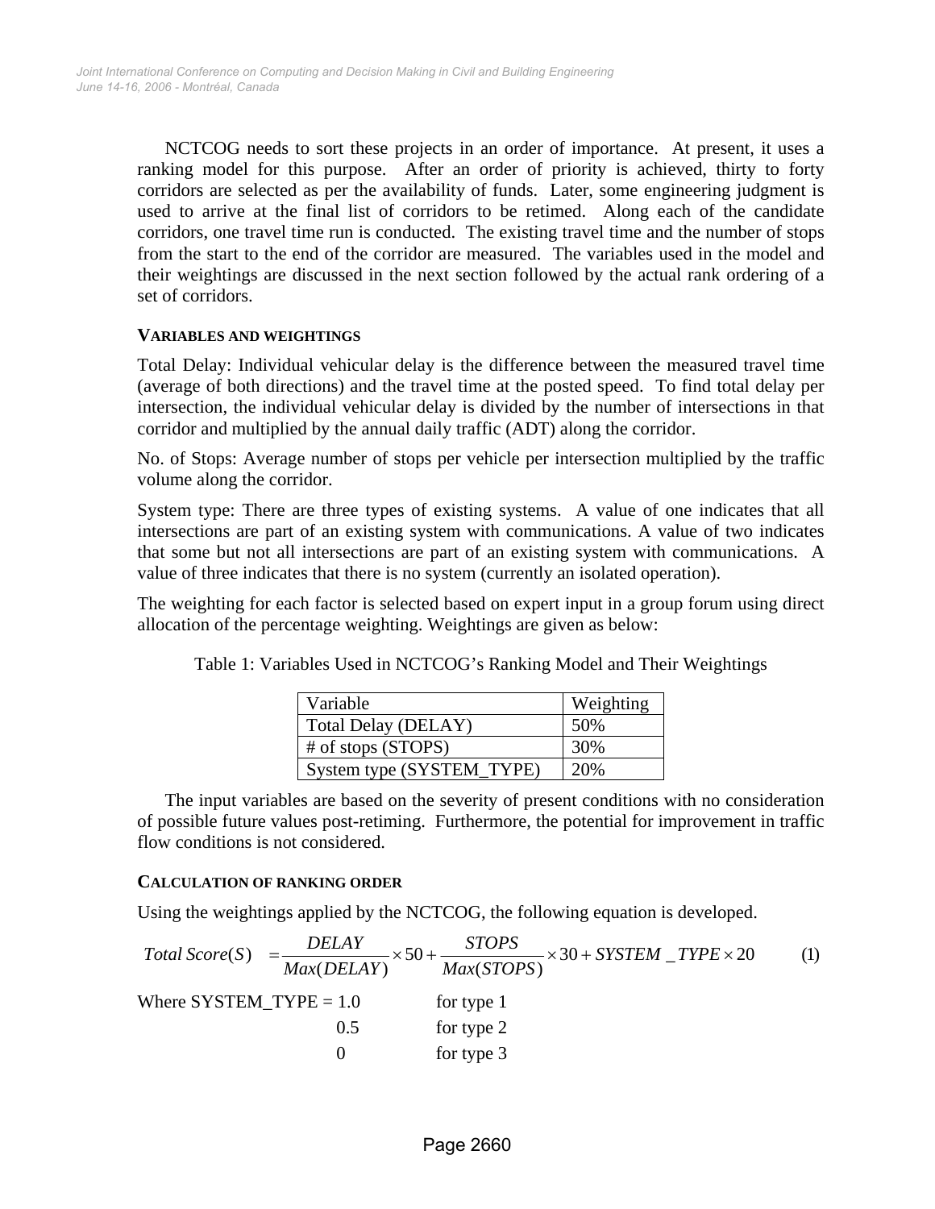NCTCOG needs to sort these projects in an order of importance. At present, it uses a ranking model for this purpose. After an order of priority is achieved, thirty to forty corridors are selected as per the availability of funds. Later, some engineering judgment is used to arrive at the final list of corridors to be retimed. Along each of the candidate corridors, one travel time run is conducted. The existing travel time and the number of stops from the start to the end of the corridor are measured. The variables used in the model and their weightings are discussed in the next section followed by the actual rank ordering of a set of corridors.

### VARIABLES AND WEIGHTINGS

Total Delay: Individual vehicular delay is the difference between the measured travel time (average of both directions) and the travel time at the posted speed. To find total delay per intersection, the individual vehicular delay is divided by the number of intersections in that corridor and multiplied by the annual daily traffic (ADT) along the corridor.

No. of Stops: Average number of stops per vehicle per intersection multiplied by the traffic volume along the corridor.

System type: There are three types of existing systems. A value of one indicates that all intersections are part of an existing system with communications. A value of two indicates that some but not all intersections are part of an existing system with communications. A value of three indicates that there is no system (currently an isolated operation).

The weighting for each factor is selected based on expert input in a group forum using direct allocation of the percentage weighting. Weightings are given as below:

Table 1: Variables Used in NCTCOG's Ranking Model and Their Weightings

| Variable | Weighting |
|---|---|
| Total Delay (DELAY) | 50% |
| # of stops (STOPS) | 30% |
| System type (SYSTEM_TYPE) | 20% |

The input variables are based on the severity of present conditions with no consideration of possible future values post-retiming. Furthermore, the potential for improvement in traffic flow conditions is not considered.

### CALCULATION OF RANKING ORDER

Using the weightings applied by the NCTCOG, the following equation is developed.

$$Total\ Score(S) = \frac{DELAY}{Max(DELAY)} \times 50 + \frac{STOPS}{Max(STOPS)} \times 30 + SYSTEM\_TYPE \times 20 \qquad (1)$$

Where SYSTEM_TYPE = 1.0 for type 1

0.5 for type 2

0 for type 3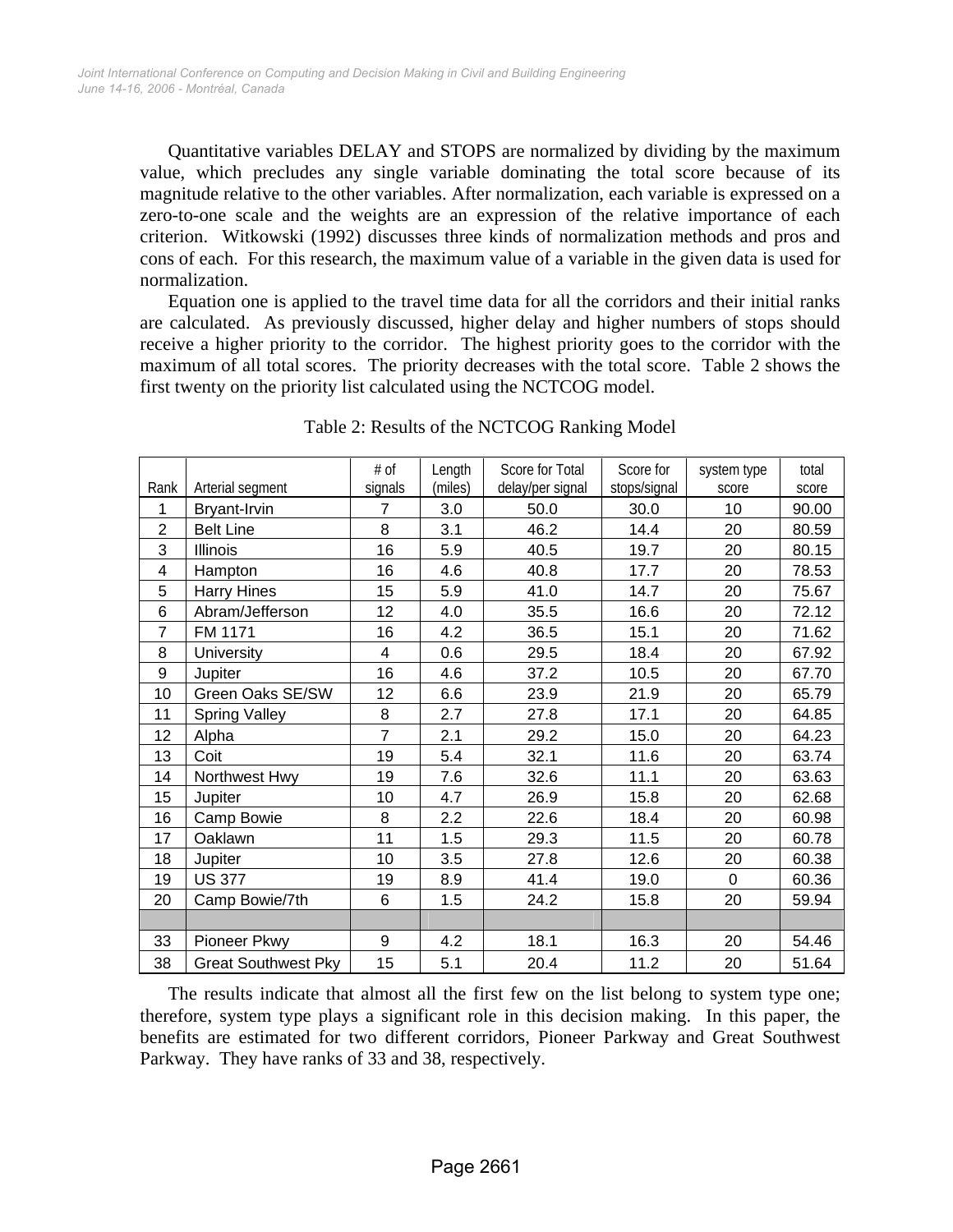Quantitative variables DELAY and STOPS are normalized by dividing by the maximum value, which precludes any single variable dominating the total score because of its magnitude relative to the other variables. After normalization, each variable is expressed on a zero-to-one scale and the weights are an expression of the relative importance of each criterion. Witkowski (1992) discusses three kinds of normalization methods and pros and cons of each. For this research, the maximum value of a variable in the given data is used for normalization.

Equation one is applied to the travel time data for all the corridors and their initial ranks are calculated. As previously discussed, higher delay and higher numbers of stops should receive a higher priority to the corridor. The highest priority goes to the corridor with the maximum of all total scores. The priority decreases with the total score. Table 2 shows the first twenty on the priority list calculated using the NCTCOG model.

Table 2: Results of the NCTCOG Ranking Model

| Rank | Arterial segment | # of signals | Length (miles) | Score for Total delay/per signal | Score for stops/signal | system type score | total score |
|---|---|---|---|---|---|---|---|
| 1 | Bryant-Irvin | 7 | 3.0 | 50.0 | 30.0 | 10 | 90.00 |
| 2 | Belt Line | 8 | 3.1 | 46.2 | 14.4 | 20 | 80.59 |
| 3 | Illinois | 16 | 5.9 | 40.5 | 19.7 | 20 | 80.15 |
| 4 | Hampton | 16 | 4.6 | 40.8 | 17.7 | 20 | 78.53 |
| 5 | Harry Hines | 15 | 5.9 | 41.0 | 14.7 | 20 | 75.67 |
| 6 | Abram/Jefferson | 12 | 4.0 | 35.5 | 16.6 | 20 | 72.12 |
| 7 | FM 1171 | 16 | 4.2 | 36.5 | 15.1 | 20 | 71.62 |
| 8 | University | 4 | 0.6 | 29.5 | 18.4 | 20 | 67.92 |
| 9 | Jupiter | 16 | 4.6 | 37.2 | 10.5 | 20 | 67.70 |
| 10 | Green Oaks SE/SW | 12 | 6.6 | 23.9 | 21.9 | 20 | 65.79 |
| 11 | Spring Valley | 8 | 2.7 | 27.8 | 17.1 | 20 | 64.85 |
| 12 | Alpha | 7 | 2.1 | 29.2 | 15.0 | 20 | 64.23 |
| 13 | Coit | 19 | 5.4 | 32.1 | 11.6 | 20 | 63.74 |
| 14 | Northwest Hwy | 19 | 7.6 | 32.6 | 11.1 | 20 | 63.63 |
| 15 | Jupiter | 10 | 4.7 | 26.9 | 15.8 | 20 | 62.68 |
| 16 | Camp Bowie | 8 | 2.2 | 22.6 | 18.4 | 20 | 60.98 |
| 17 | Oaklawn | 11 | 1.5 | 29.3 | 11.5 | 20 | 60.78 |
| 18 | Jupiter | 10 | 3.5 | 27.8 | 12.6 | 20 | 60.38 |
| 19 | US 377 | 19 | 8.9 | 41.4 | 19.0 | 0 | 60.36 |
| 20 | Camp Bowie/7th | 6 | 1.5 | 24.2 | 15.8 | 20 | 59.94 |
| | | | | | | | |
| 33 | Pioneer Pkwy | 9 | 4.2 | 18.1 | 16.3 | 20 | 54.46 |
| 38 | Great Southwest Pky | 15 | 5.1 | 20.4 | 11.2 | 20 | 51.64 |

The results indicate that almost all the first few on the list belong to system type one; therefore, system type plays a significant role in this decision making. In this paper, the benefits are estimated for two different corridors, Pioneer Parkway and Great Southwest Parkway. They have ranks of 33 and 38, respectively.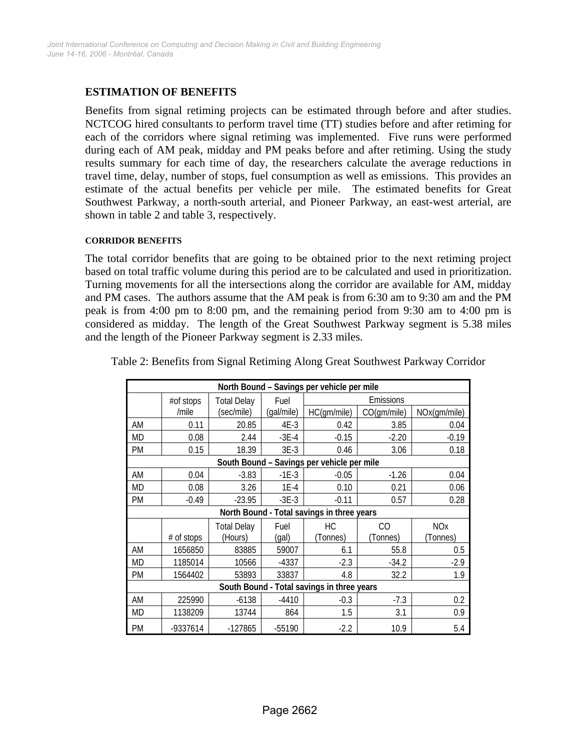## ESTIMATION OF BENEFITS

Benefits from signal retiming projects can be estimated through before and after studies. NCTCOG hired consultants to perform travel time (TT) studies before and after retiming for each of the corridors where signal retiming was implemented. Five runs were performed during each of AM peak, midday and PM peaks before and after retiming. Using the study results summary for each time of day, the researchers calculate the average reductions in travel time, delay, number of stops, fuel consumption as well as emissions. This provides an estimate of the actual benefits per vehicle per mile. The estimated benefits for Great Southwest Parkway, a north-south arterial, and Pioneer Parkway, an east-west arterial, are shown in table 2 and table 3, respectively.

### CORRIDOR BENEFITS

The total corridor benefits that are going to be obtained prior to the next retiming project based on total traffic volume during this period are to be calculated and used in prioritization. Turning movements for all the intersections along the corridor are available for AM, midday and PM cases. The authors assume that the AM peak is from 6:30 am to 9:30 am and the PM peak is from 4:00 pm to 8:00 pm, and the remaining period from 9:30 am to 4:00 pm is considered as midday. The length of the Great Southwest Parkway segment is 5.38 miles and the length of the Pioneer Parkway segment is 2.33 miles.

Table 2: Benefits from Signal Retiming Along Great Southwest Parkway Corridor

| North Bound – Savings per vehicle per mile | | | | | | |
|---|---|---|---|---|---|---|
| | #of stops /mile | Total Delay (sec/mile) | Fuel (gal/mile) | Emissions | | |
| | | | | HC(gm/mile) | CO(gm/mile) | NOx(gm/mile) |
| AM | 0.11 | 20.85 | 4E-3 | 0.42 | 3.85 | 0.04 |
| MD | 0.08 | 2.44 | -3E-4 | -0.15 | -2.20 | -0.19 |
| PM | 0.15 | 18.39 | 3E-3 | 0.46 | 3.06 | 0.18 |
| **South Bound – Savings per vehicle per mile** | | | | | | |
| AM | 0.04 | -3.83 | -1E-3 | -0.05 | -1.26 | 0.04 |
| MD | 0.08 | 3.26 | 1E-4 | 0.10 | 0.21 | 0.06 |
| PM | -0.49 | -23.95 | -3E-3 | -0.11 | 0.57 | 0.28 |
| **North Bound - Total savings in three years** | | | | | | |
| | # of stops | Total Delay (Hours) | Fuel (gal) | HC (Tonnes) | CO (Tonnes) | NOx (Tonnes) |
| AM | 1656850 | 83885 | 59007 | 6.1 | 55.8 | 0.5 |
| MD | 1185014 | 10566 | -4337 | -2.3 | -34.2 | -2.9 |
| PM | 1564402 | 53893 | 33837 | 4.8 | 32.2 | 1.9 |
| **South Bound - Total savings in three years** | | | | | | |
| AM | 225990 | -6138 | -4410 | -0.3 | -7.3 | 0.2 |
| MD | 1138209 | 13744 | 864 | 1.5 | 3.1 | 0.9 |
| PM | -9337614 | -127865 | -55190 | -2.2 | 10.9 | 5.4 |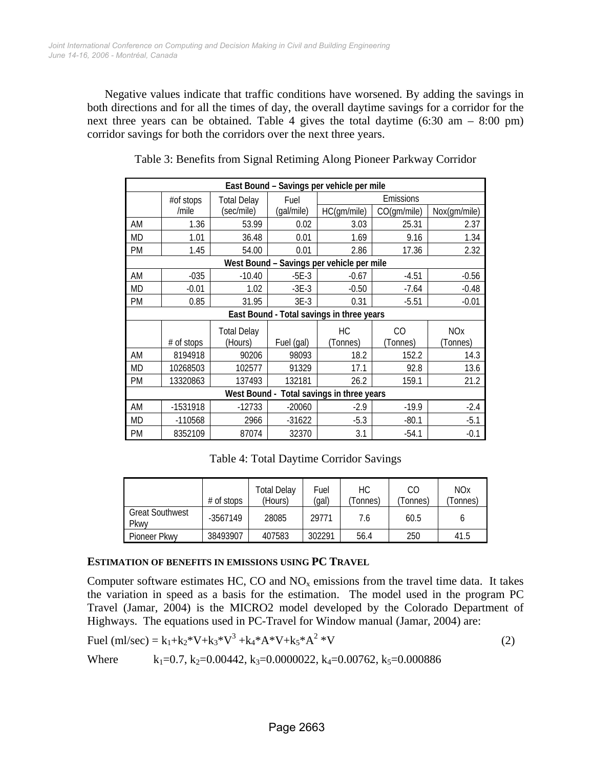Negative values indicate that traffic conditions have worsened. By adding the savings in both directions and for all the times of day, the overall daytime savings for a corridor for the next three years can be obtained. Table 4 gives the total daytime (6:30 am – 8:00 pm) corridor savings for both the corridors over the next three years.

Table 3: Benefits from Signal Retiming Along Pioneer Parkway Corridor

| **East Bound – Savings per vehicle per mile** | | | | | | |
|---|---|---|---|---|---|---|
| | #of stops /mile | Total Delay (sec/mile) | Fuel (gal/mile) | Emissions | | |
| | | | | HC(gm/mile) | CO(gm/mile) | Nox(gm/mile) |
| AM | 1.36 | 53.99 | 0.02 | 3.03 | 25.31 | 2.37 |
| MD | 1.01 | 36.48 | 0.01 | 1.69 | 9.16 | 1.34 |
| PM | 1.45 | 54.00 | 0.01 | 2.86 | 17.36 | 2.32 |
| **West Bound – Savings per vehicle per mile** | | | | | | |
| AM | -035 | -10.40 | -5E-3 | -0.67 | -4.51 | -0.56 |
| MD | -0.01 | 1.02 | -3E-3 | -0.50 | -7.64 | -0.48 |
| PM | 0.85 | 31.95 | 3E-3 | 0.31 | -5.51 | -0.01 |
| **East Bound - Total savings in three years** | | | | | | |
| | # of stops | Total Delay (Hours) | Fuel (gal) | HC (Tonnes) | CO (Tonnes) | NOx (Tonnes) |
| AM | 8194918 | 90206 | 98093 | 18.2 | 152.2 | 14.3 |
| MD | 10268503 | 102577 | 91329 | 17.1 | 92.8 | 13.6 |
| PM | 13320863 | 137493 | 132181 | 26.2 | 159.1 | 21.2 |
| **West Bound - Total savings in three years** | | | | | | |
| AM | -1531918 | -12733 | -20060 | -2.9 | -19.9 | -2.4 |
| MD | -110568 | 2966 | -31622 | -5.3 | -80.1 | -5.1 |
| PM | 8352109 | 87074 | 32370 | 3.1 | -54.1 | -0.1 |

Table 4: Total Daytime Corridor Savings

| | # of stops | Total Delay (Hours) | Fuel (gal) | HC (Tonnes) | CO (Tonnes) | NOx (Tonnes) |
|---|---|---|---|---|---|---|
| Great Southwest Pkwy | -3567149 | 28085 | 29771 | 7.6 | 60.5 | 6 |
| Pioneer Pkwy | 38493907 | 407583 | 302291 | 56.4 | 250 | 41.5 |

### ESTIMATION OF BENEFITS IN EMISSIONS USING PC TRAVEL

Computer software estimates HC, CO and $NO_x$ emissions from the travel time data. It takes the variation in speed as a basis for the estimation. The model used in the program PC Travel (Jamar, 2004) is the MICRO2 model developed by the Colorado Department of Highways. The equations used in PC-Travel for Window manual (Jamar, 2004) are:

$$\text{Fuel (ml/sec)} = k_1 + k_2 * V + k_3 * V^3 + k_4 * A * V + k_5 * A^2 * V \qquad (2)$$

Where $k_1=0.7$, $k_2=0.00442$, $k_3=0.0000022$, $k_4=0.00762$, $k_5=0.000886$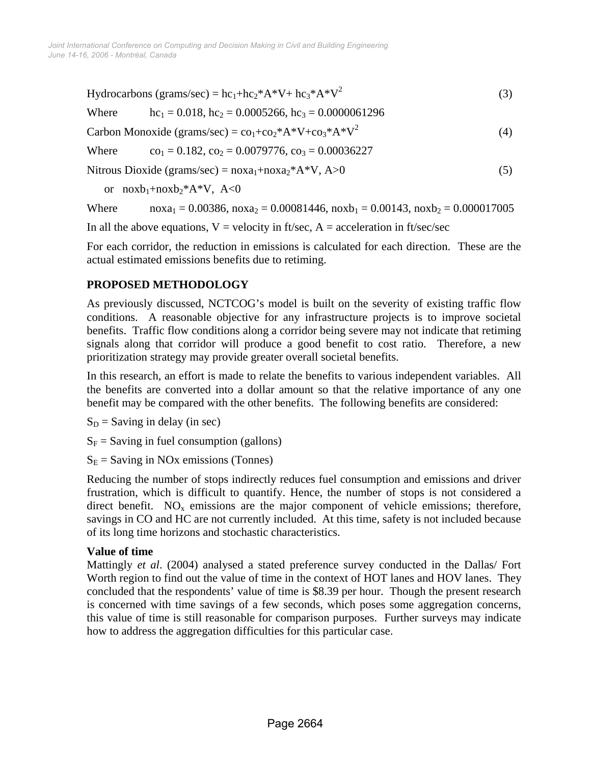$$\text{Hydrocarbons (grams/sec)} = hc_1 + hc_2 * A * V + hc_3 * A * V^2 \quad (3)$$

Where $hc_1 = 0.018$, $hc_2 = 0.0005266$, $hc_3 = 0.0000061296$

$$\text{Carbon Monoxide (grams/sec)} = co_1 + co_2 * A * V + co_3 * A * V^2 \quad (4)$$

Where $co_1 = 0.182$, $co_2 = 0.0079776$, $co_3 = 0.00036227$

$$\text{Nitrous Dioxide (grams/sec)} = noxa_1 + noxa_2 * A * V, \; A>0 \quad (5)$$

$$\text{or} \quad noxb_1 + noxb_2 * A * V, \; A<0$$

Where $noxa_1 = 0.00386$, $noxa_2 = 0.00081446$, $noxb_1 = 0.00143$, $noxb_2 = 0.000017005$

In all the above equations, V = velocity in ft/sec, A = acceleration in ft/sec/sec

For each corridor, the reduction in emissions is calculated for each direction. These are the actual estimated emissions benefits due to retiming.

## PROPOSED METHODOLOGY

As previously discussed, NCTCOG's model is built on the severity of existing traffic flow conditions. A reasonable objective for any infrastructure projects is to improve societal benefits. Traffic flow conditions along a corridor being severe may not indicate that retiming signals along that corridor will produce a good benefit to cost ratio. Therefore, a new prioritization strategy may provide greater overall societal benefits.

In this research, an effort is made to relate the benefits to various independent variables. All the benefits are converted into a dollar amount so that the relative importance of any one benefit may be compared with the other benefits. The following benefits are considered:

$S_D$ = Saving in delay (in sec)

$S_F$ = Saving in fuel consumption (gallons)

$S_E$ = Saving in NOx emissions (Tonnes)

Reducing the number of stops indirectly reduces fuel consumption and emissions and driver frustration, which is difficult to quantify. Hence, the number of stops is not considered a direct benefit. $NO_x$ emissions are the major component of vehicle emissions; therefore, savings in CO and HC are not currently included. At this time, safety is not included because of its long time horizons and stochastic characteristics.

### Value of time

Mattingly *et al*. (2004) analysed a stated preference survey conducted in the Dallas/ Fort Worth region to find out the value of time in the context of HOT lanes and HOV lanes. They concluded that the respondents' value of time is $8.39 per hour. Though the present research is concerned with time savings of a few seconds, which poses some aggregation concerns, this value of time is still reasonable for comparison purposes. Further surveys may indicate how to address the aggregation difficulties for this particular case.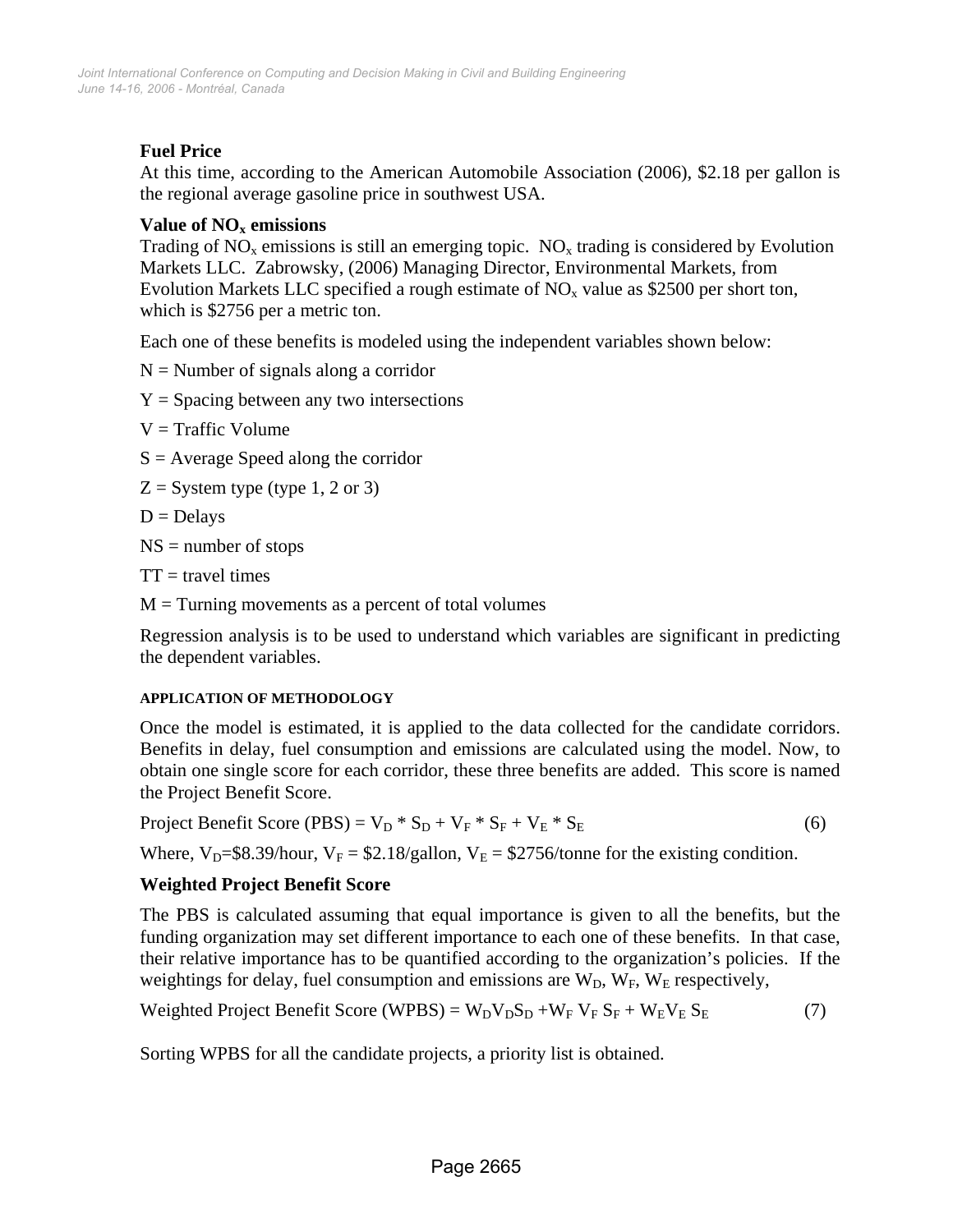**Fuel Price**

At this time, according to the American Automobile Association (2006), \$2.18 per gallon is the regional average gasoline price in southwest USA.

**Value of $NO_x$ emissions**

Trading of $NO_x$ emissions is still an emerging topic. $NO_x$ trading is considered by Evolution Markets LLC. Zabrowsky, (2006) Managing Director, Environmental Markets, from Evolution Markets LLC specified a rough estimate of $NO_x$ value as \$2500 per short ton, which is \$2756 per a metric ton.

Each one of these benefits is modeled using the independent variables shown below:

N = Number of signals along a corridor

Y = Spacing between any two intersections

V = Traffic Volume

S = Average Speed along the corridor

Z = System type (type 1, 2 or 3)

D = Delays

NS = number of stops

TT = travel times

M = Turning movements as a percent of total volumes

Regression analysis is to be used to understand which variables are significant in predicting the dependent variables.

#### APPLICATION OF METHODOLOGY

Once the model is estimated, it is applied to the data collected for the candidate corridors. Benefits in delay, fuel consumption and emissions are calculated using the model. Now, to obtain one single score for each corridor, these three benefits are added. This score is named the Project Benefit Score.

$$\text{Project Benefit Score (PBS)} = V_D * S_D + V_F * S_F + V_E * S_E \quad (6)$$

Where, $V_D$=\$8.39/hour, $V_F$ = \$2.18/gallon, $V_E$ = \$2756/tonne for the existing condition.

### Weighted Project Benefit Score

The PBS is calculated assuming that equal importance is given to all the benefits, but the funding organization may set different importance to each one of these benefits. In that case, their relative importance has to be quantified according to the organization's policies. If the weightings for delay, fuel consumption and emissions are $W_D$, $W_F$, $W_E$ respectively,

$$\text{Weighted Project Benefit Score (WPBS)} = W_D V_D S_D + W_F V_F S_F + W_E V_E S_E \quad (7)$$

Sorting WPBS for all the candidate projects, a priority list is obtained.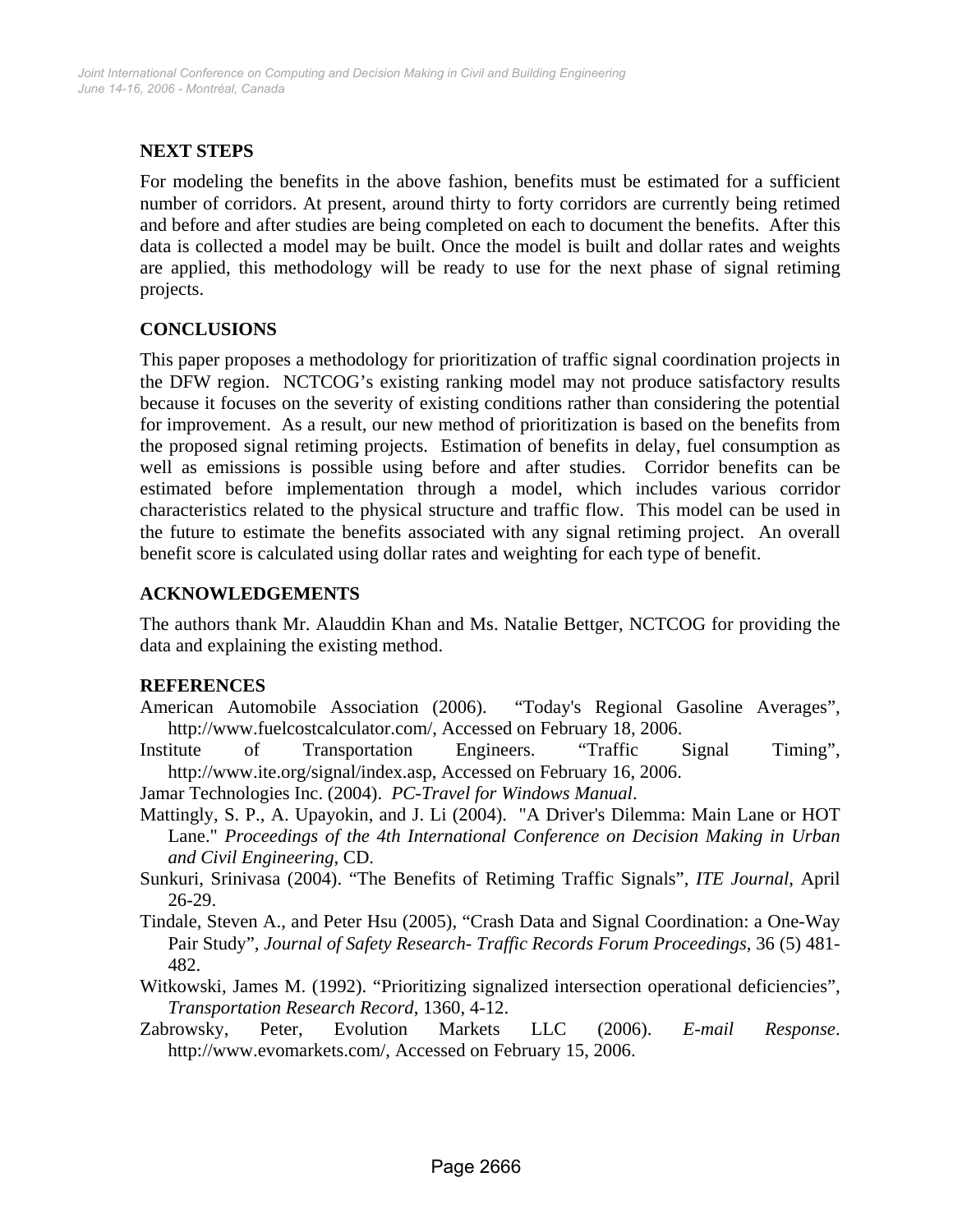## NEXT STEPS

For modeling the benefits in the above fashion, benefits must be estimated for a sufficient number of corridors. At present, around thirty to forty corridors are currently being retimed and before and after studies are being completed on each to document the benefits. After this data is collected a model may be built. Once the model is built and dollar rates and weights are applied, this methodology will be ready to use for the next phase of signal retiming projects.

## CONCLUSIONS

This paper proposes a methodology for prioritization of traffic signal coordination projects in the DFW region. NCTCOG's existing ranking model may not produce satisfactory results because it focuses on the severity of existing conditions rather than considering the potential for improvement. As a result, our new method of prioritization is based on the benefits from the proposed signal retiming projects. Estimation of benefits in delay, fuel consumption as well as emissions is possible using before and after studies. Corridor benefits can be estimated before implementation through a model, which includes various corridor characteristics related to the physical structure and traffic flow. This model can be used in the future to estimate the benefits associated with any signal retiming project. An overall benefit score is calculated using dollar rates and weighting for each type of benefit.

## ACKNOWLEDGEMENTS

The authors thank Mr. Alauddin Khan and Ms. Natalie Bettger, NCTCOG for providing the data and explaining the existing method.

## REFERENCES

American Automobile Association (2006). "Today's Regional Gasoline Averages", http://www.fuelcostcalculator.com/, Accessed on February 18, 2006.

Institute of Transportation Engineers. "Traffic Signal Timing", http://www.ite.org/signal/index.asp, Accessed on February 16, 2006.

Jamar Technologies Inc. (2004). *PC-Travel for Windows Manual*.

Mattingly, S. P., A. Upayokin, and J. Li (2004). "A Driver's Dilemma: Main Lane or HOT Lane." *Proceedings of the 4th International Conference on Decision Making in Urban and Civil Engineering*, CD.

Sunkuri, Srinivasa (2004). "The Benefits of Retiming Traffic Signals", *ITE Journal*, April 26-29.

Tindale, Steven A., and Peter Hsu (2005), "Crash Data and Signal Coordination: a One-Way Pair Study", *Journal of Safety Research- Traffic Records Forum Proceedings*, 36 (5) 481-482.

Witkowski, James M. (1992). "Prioritizing signalized intersection operational deficiencies", *Transportation Research Record*, 1360, 4-12.

Zabrowsky, Peter, Evolution Markets LLC (2006). *E-mail Response*. http://www.evomarkets.com/, Accessed on February 15, 2006.